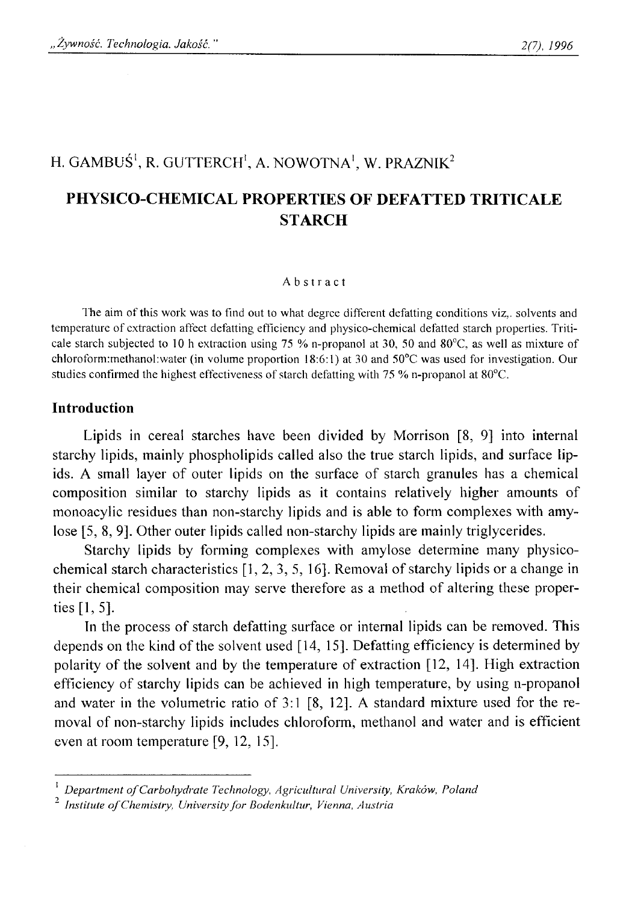H. GAMBUŚ[1], R. GUTTERCH[1], A. NOWOTNA[1], W. PRAZNIK[2]

# PHYSICO-CHEMICAL PROPERTIES OF DEFATTED TRITICALE STARCH

### Abstract

The aim of this work was to find out to what degree different defatting conditions viz,. solvents and temperature of extraction affect defatting efficiency and physico-chemical defatted starch properties. Triticale starch subjected to 10 h extraction using 75 % n-propanol at 30, 50 and 80°C, as well as mixture of chloroform:methanol:water (in volume proportion 18:6:1) at 30 and 50°C was used for investigation. Our studies confirmed the highest effectiveness of starch defatting with 75 % n-propanol at 80°C.

## Introduction

Lipids in cereal starches have been divided by Morrison [8, 9] into internal starchy lipids, mainly phospholipids called also the true starch lipids, and surface lipids. A small layer of outer lipids on the surface of starch granules has a chemical composition similar to starchy lipids as it contains relatively higher amounts of monoacylic residues than non-starchy lipids and is able to form complexes with amylose [5, 8, 9]. Other outer lipids called non-starchy lipids are mainly triglycerides.

Starchy lipids by forming complexes with amylose determine many physico-chemical starch characteristics [1, 2, 3, 5, 16]. Removal of starchy lipids or a change in their chemical composition may serve therefore as a method of altering these properties [1, 5].

In the process of starch defatting surface or internal lipids can be removed. This depends on the kind of the solvent used [14, 15]. Defatting efficiency is determined by polarity of the solvent and by the temperature of extraction [12, 14]. High extraction efficiency of starchy lipids can be achieved in high temperature, by using n-propanol and water in the volumetric ratio of 3:1 [8, 12]. A standard mixture used for the removal of non-starchy lipids includes chloroform, methanol and water and is efficient even at room temperature [9, 12, 15].

---

[1] *Department of Carbohydrate Technology, Agricultural University, Kraków, Poland*

[2] *Institute of Chemistry, University for Bodenkultur, Vienna, Austria*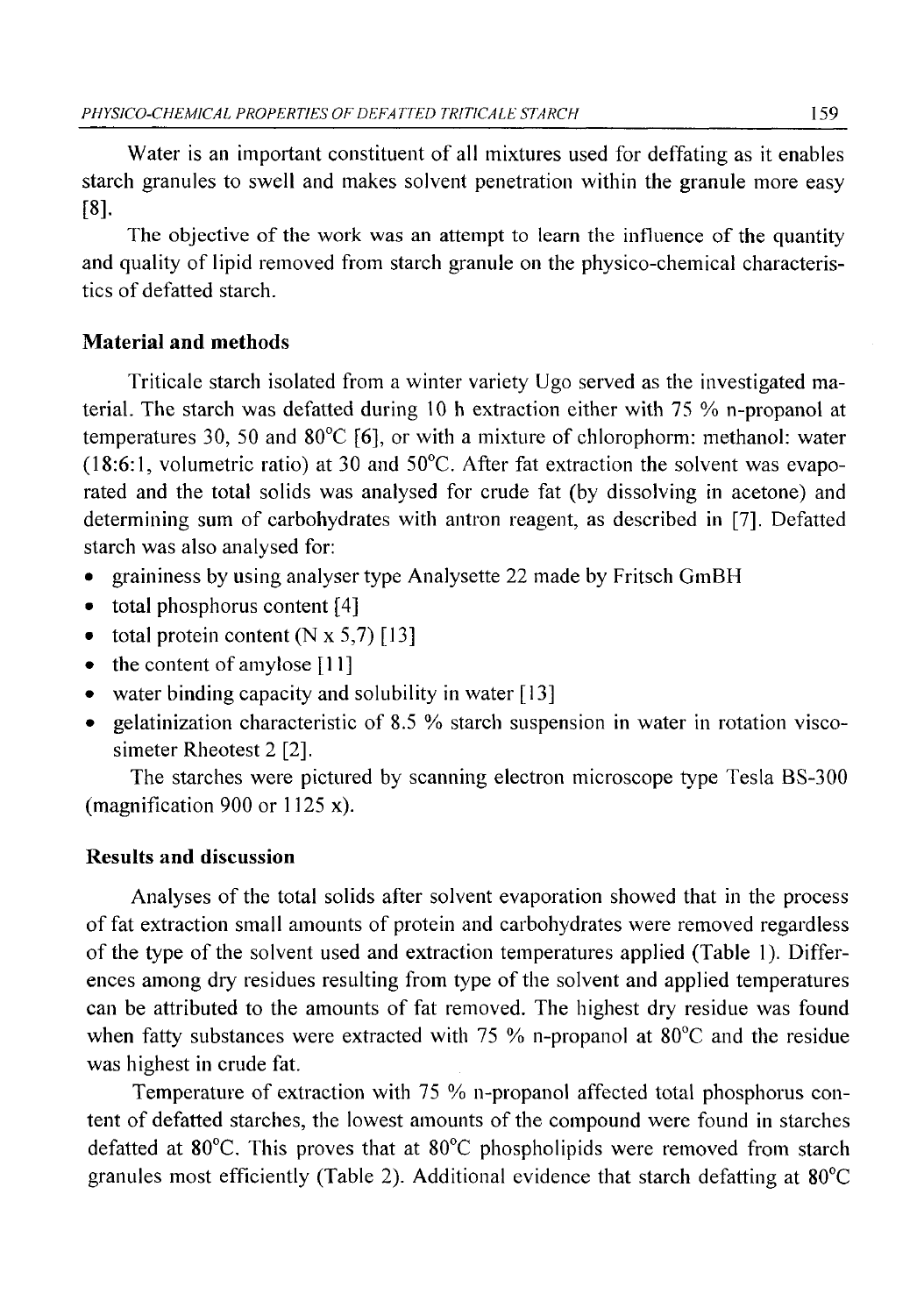Water is an important constituent of all mixtures used for deffating as it enables starch granules to swell and makes solvent penetration within the granule more easy [8].

The objective of the work was an attempt to learn the influence of the quantity and quality of lipid removed from starch granule on the physico-chemical characteristics of defatted starch.

## Material and methods

Triticale starch isolated from a winter variety Ugo served as the investigated material. The starch was defatted during 10 h extraction either with 75 % n-propanol at temperatures 30, 50 and 80°C [6], or with a mixture of chlorophorm: methanol: water (18:6:1, volumetric ratio) at 30 and 50°C. After fat extraction the solvent was evaporated and the total solids was analysed for crude fat (by dissolving in acetone) and determining sum of carbohydrates with antron reagent, as described in [7]. Defatted starch was also analysed for:

- graininess by using analyser type Analysette 22 made by Fritsch GmBH
- total phosphorus content [4]
- total protein content (N x 5,7) [13]
- the content of amylose [11]
- water binding capacity and solubility in water [13]
- gelatinization characteristic of 8.5 % starch suspension in water in rotation viscosimeter Rheotest 2 [2].

The starches were pictured by scanning electron microscope type Tesla BS-300 (magnification 900 or 1125 x).

## Results and discussion

Analyses of the total solids after solvent evaporation showed that in the process of fat extraction small amounts of protein and carbohydrates were removed regardless of the type of the solvent used and extraction temperatures applied (Table 1). Differences among dry residues resulting from type of the solvent and applied temperatures can be attributed to the amounts of fat removed. The highest dry residue was found when fatty substances were extracted with 75 % n-propanol at 80°C and the residue was highest in crude fat.

Temperature of extraction with 75 % n-propanol affected total phosphorus content of defatted starches, the lowest amounts of the compound were found in starches defatted at 80°C. This proves that at 80°C phospholipids were removed from starch granules most efficiently (Table 2). Additional evidence that starch defatting at 80°C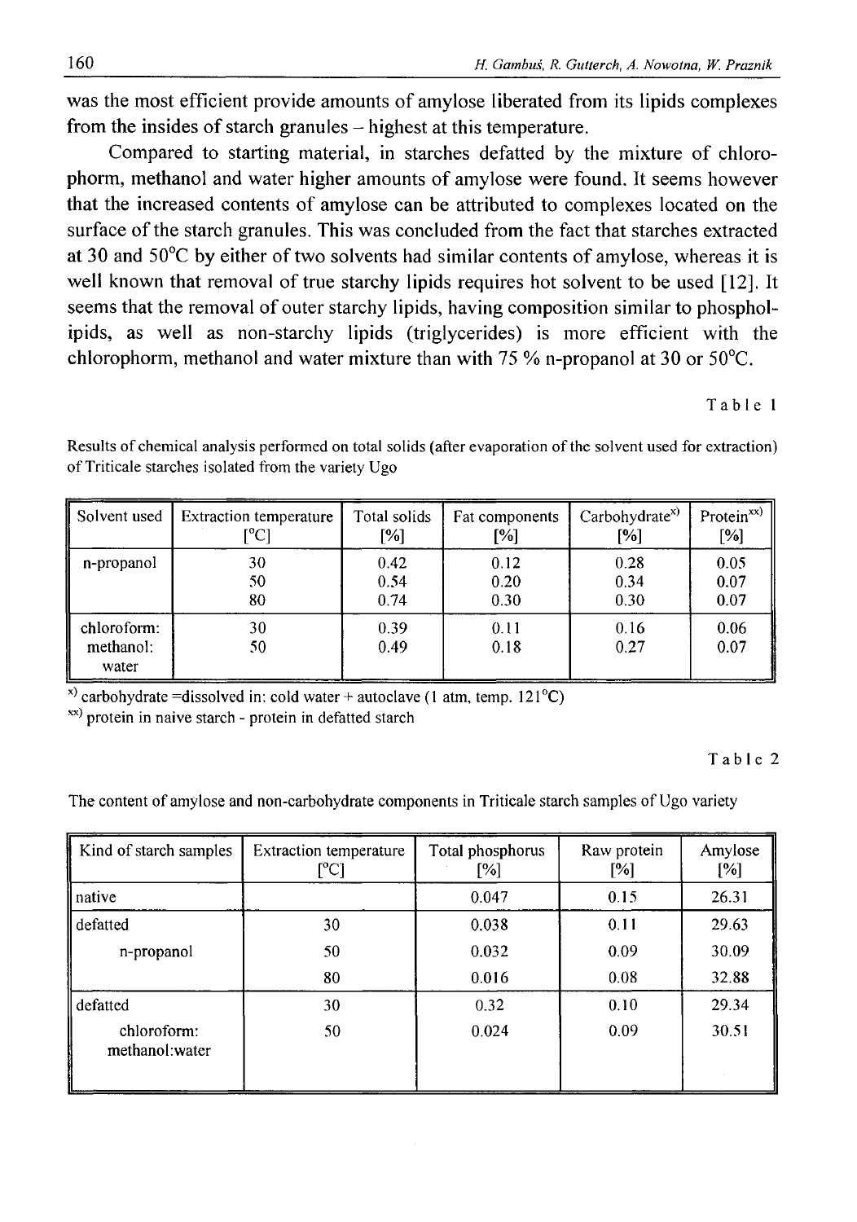was the most efficient provide amounts of amylose liberated from its lipids complexes from the insides of starch granules – highest at this temperature.

Compared to starting material, in starches defatted by the mixture of chlorophorm, methanol and water higher amounts of amylose were found. It seems however that the increased contents of amylose can be attributed to complexes located on the surface of the starch granules. This was concluded from the fact that starches extracted at 30 and 50°C by either of two solvents had similar contents of amylose, whereas it is well known that removal of true starchy lipids requires hot solvent to be used [12]. It seems that the removal of outer starchy lipids, having composition similar to phospholipids, as well as non-starchy lipids (triglycerides) is more efficient with the chlorophorm, methanol and water mixture than with 75 % n-propanol at 30 or 50°C.

Table 1

Results of chemical analysis performed on total solids (after evaporation of the solvent used for extraction) of Triticale starches isolated from the variety Ugo

| Solvent used | Extraction temperature [°C] | Total solids [%] | Fat components [%] | Carbohydrate[x)] [%] | Protein[xx)] [%] |
|---|---|---|---|---|---|
| n-propanol | 30 | 0.42 | 0.12 | 0.28 | 0.05 |
| | 50 | 0.54 | 0.20 | 0.34 | 0.07 |
| | 80 | 0.74 | 0.30 | 0.30 | 0.07 |
| chloroform: methanol: water | 30 | 0.39 | 0.11 | 0.16 | 0.06 |
| | 50 | 0.49 | 0.18 | 0.27 | 0.07 |

[x)] carbohydrate =dissolved in: cold water + autoclave (1 atm, temp. 121°C)

[xx)] protein in naive starch - protein in defatted starch

Table 2

The content of amylose and non-carbohydrate components in Triticale starch samples of Ugo variety

| Kind of starch samples | Extraction temperature [°C] | Total phosphorus [%] | Raw protein [%] | Amylose [%] |
|---|---|---|---|---|
| native | | 0.047 | 0.15 | 26.31 |
| defatted | 30 | 0.038 | 0.11 | 29.63 |
| n-propanol | 50 | 0.032 | 0.09 | 30.09 |
| | 80 | 0.016 | 0.08 | 32.88 |
| defatted | 30 | 0.32 | 0.10 | 29.34 |
| chloroform: methanol:water | 50 | 0.024 | 0.09 | 30.51 |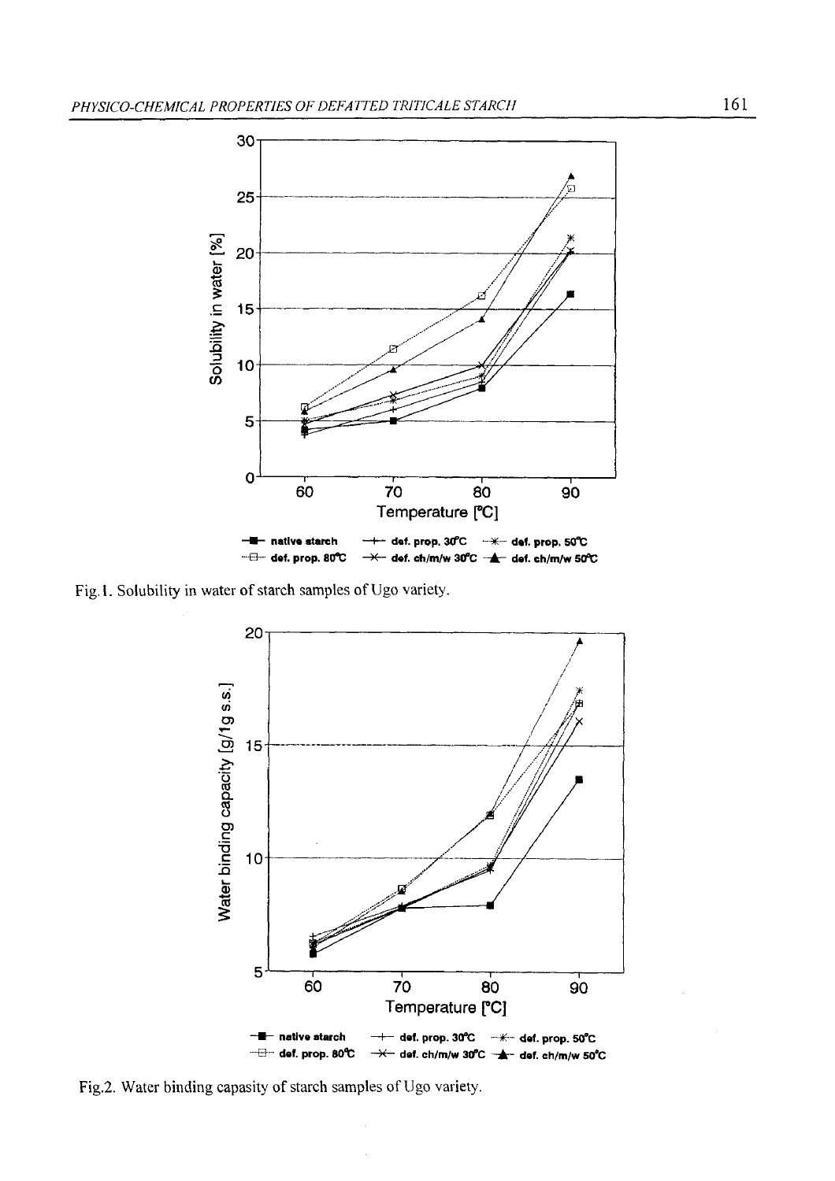Fig. 1. Solubility in water of starch samples of Ugo variety.

Fig.2. Water binding capasity of starch samples of Ugo variety.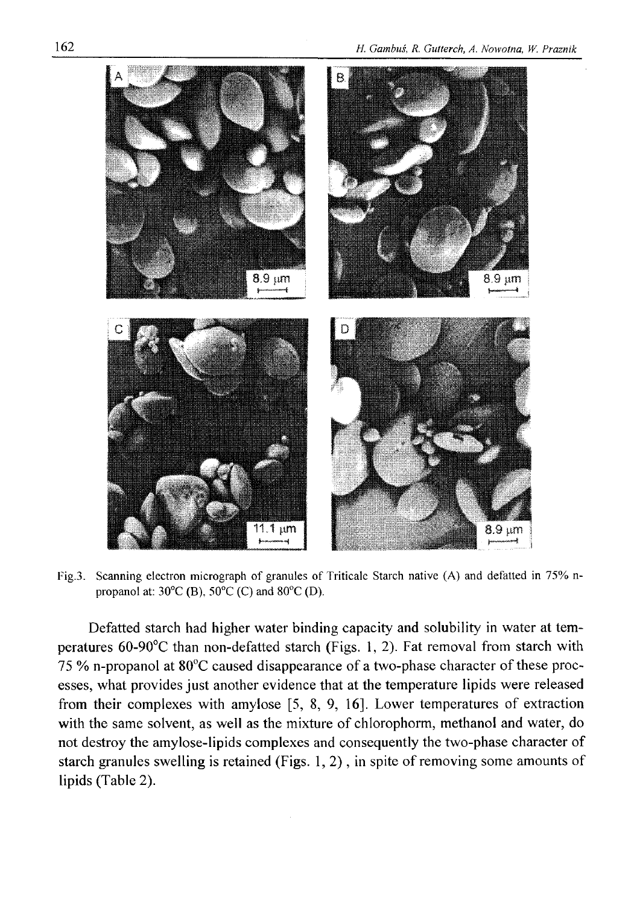Fig.3. Scanning electron micrograph of granules of Triticale Starch native (A) and defatted in 75% n-propanol at: 30°C (B), 50°C (C) and 80°C (D).

Defatted starch had higher water binding capacity and solubility in water at temperatures 60-90°C than non-defatted starch (Figs. 1, 2). Fat removal from starch with 75 % n-propanol at 80°C caused disappearance of a two-phase character of these processes, what provides just another evidence that at the temperature lipids were released from their complexes with amylose [5, 8, 9, 16]. Lower temperatures of extraction with the same solvent, as well as the mixture of chlorophorm, methanol and water, do not destroy the amylose-lipids complexes and consequently the two-phase character of starch granules swelling is retained (Figs. 1, 2) , in spite of removing some amounts of lipids (Table 2).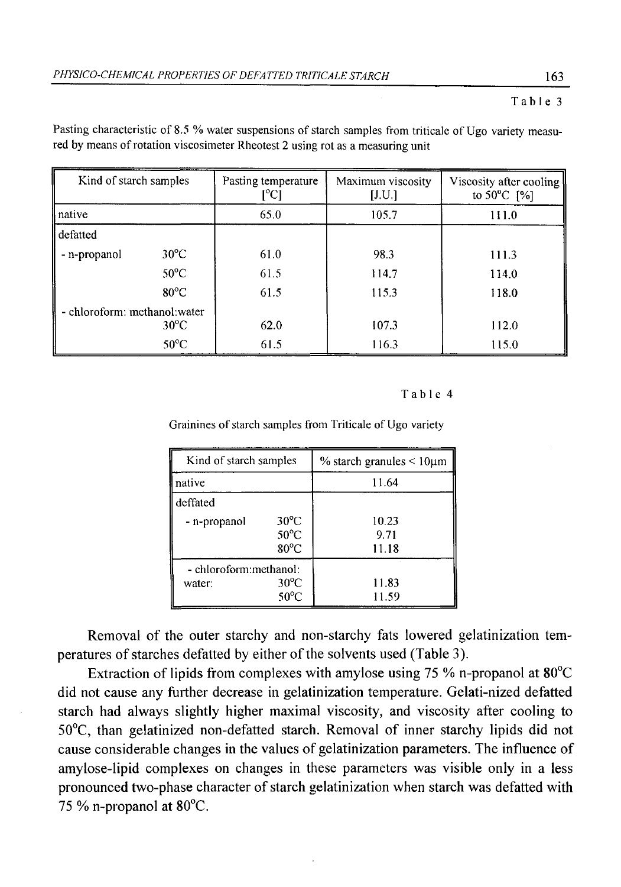Table 3

Pasting characteristic of 8.5 % water suspensions of starch samples from triticale of Ugo variety measured by means of rotation viscosimeter Rheotest 2 using rot as a measuring unit

| Kind of starch samples | | Pasting temperature [°C] | Maximum viscosity [J.U.] | Viscosity after cooling to 50°C [%] |
|---|---|---|---|---|
| native | | 65.0 | 105.7 | 111.0 |
| defatted | | | | |
| - n-propanol | 30°C | 61.0 | 98.3 | 111.3 |
| | 50°C | 61.5 | 114.7 | 114.0 |
| | 80°C | 61.5 | 115.3 | 118.0 |
| - chloroform: methanol:water | 30°C | 62.0 | 107.3 | 112.0 |
| | 50°C | 61.5 | 116.3 | 115.0 |

Table 4

Grainines of starch samples from Triticale of Ugo variety

| Kind of starch samples | | % starch granules < 10μm |
|---|---|---|
| native | | 11.64 |
| deffated | | |
| - n-propanol | 30°C | 10.23 |
| | 50°C | 9.71 |
| | 80°C | 11.18 |
| - chloroform:methanol: water: | 30°C | 11.83 |
| | 50°C | 11.59 |

Removal of the outer starchy and non-starchy fats lowered gelatinization temperatures of starches defatted by either of the solvents used (Table 3).

Extraction of lipids from complexes with amylose using 75 % n-propanol at 80°C did not cause any further decrease in gelatinization temperature. Gelati-nized defatted starch had always slightly higher maximal viscosity, and viscosity after cooling to 50°C, than gelatinized non-defatted starch. Removal of inner starchy lipids did not cause considerable changes in the values of gelatinization parameters. The influence of amylose-lipid complexes on changes in these parameters was visible only in a less pronounced two-phase character of starch gelatinization when starch was defatted with 75 % n-propanol at 80°C.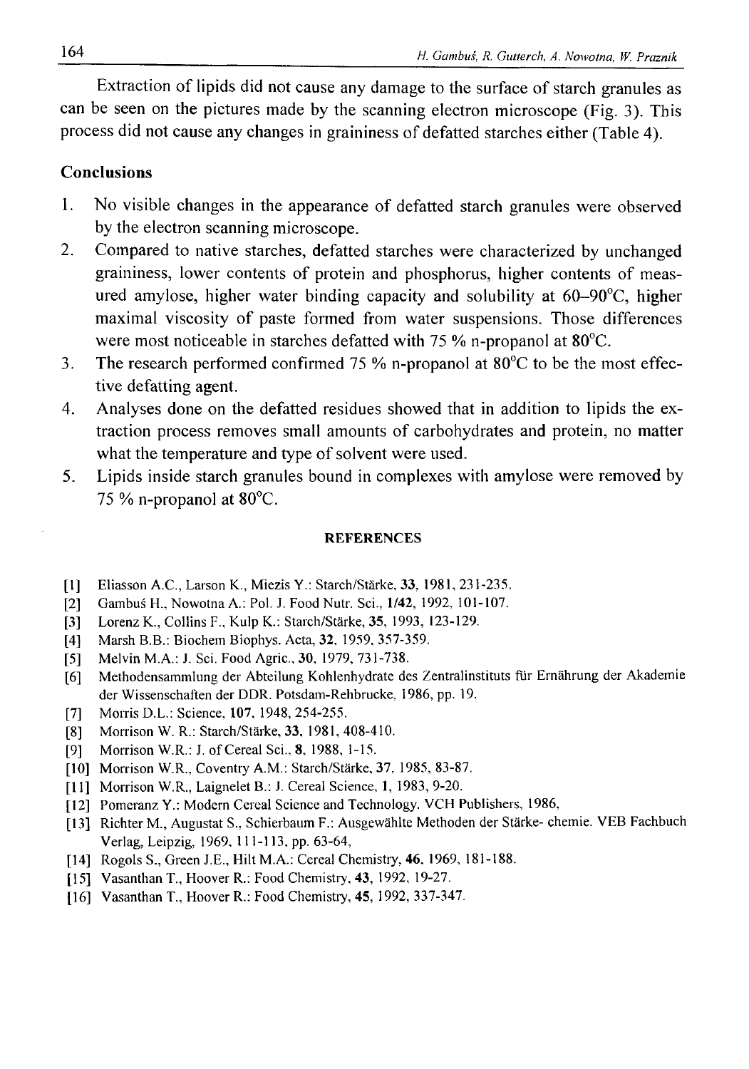Extraction of lipids did not cause any damage to the surface of starch granules as can be seen on the pictures made by the scanning electron microscope (Fig. 3). This process did not cause any changes in graininess of defatted starches either (Table 4).

## Conclusions

1. No visible changes in the appearance of defatted starch granules were observed by the electron scanning microscope.
2. Compared to native starches, defatted starches were characterized by unchanged graininess, lower contents of protein and phosphorus, higher contents of measured amylose, higher water binding capacity and solubility at 60–90°C, higher maximal viscosity of paste formed from water suspensions. Those differences were most noticeable in starches defatted with 75 % n-propanol at 80°C.
3. The research performed confirmed 75 % n-propanol at 80°C to be the most effective defatting agent.
4. Analyses done on the defatted residues showed that in addition to lipids the extraction process removes small amounts of carbohydrates and protein, no matter what the temperature and type of solvent were used.
5. Lipids inside starch granules bound in complexes with amylose were removed by 75 % n-propanol at 80°C.

### REFERENCES

[1] Eliasson A.C., Larson K., Miezis Y.: Starch/Stärke, **33**, 1981, 231-235.

[2] Gambuś H., Nowotna A.: Pol. J. Food Nutr. Sci., **1/42**, 1992, 101-107.

[3] Lorenz K., Collins F., Kulp K.: Starch/Stärke, **35**, 1993, 123-129.

[4] Marsh B.B.: Biochem Biophys. Acta, **32**, 1959, 357-359.

[5] Melvin M.A.: J. Sci. Food Agric., **30**, 1979, 731-738.

[6] Methodensammlung der Abteilung Kohlenhydrate des Zentralinstituts für Ernährung der Akademie der Wissenschaften der DDR. Potsdam-Rehbrucke, 1986, pp. 19.

[7] Morris D.L.: Science, **107**, 1948, 254-255.

[8] Morrison W. R.: Starch/Stärke, **33**, 1981, 408-410.

[9] Morrison W.R.: J. of Cereal Sci., **8**, 1988, 1-15.

[10] Morrison W.R., Coventry A.M.: Starch/Stärke, **37**, 1985, 83-87.

[11] Morrison W.R., Laignelet B.: J. Cereal Science, **1**, 1983, 9-20.

[12] Pomeranz Y.: Modern Cereal Science and Technology. VCH Publishers, 1986,

[13] Richter M., Augustat S., Schierbaum F.: Ausgewählte Methoden der Stärke- chemie. VEB Fachbuch Verlag, Leipzig, 1969, 111-113, pp. 63-64,

[14] Rogols S., Green J.E., Hilt M.A.: Cereal Chemistry, **46**, 1969, 181-188.

[15] Vasanthan T., Hoover R.: Food Chemistry, **43**, 1992, 19-27.

[16] Vasanthan T., Hoover R.: Food Chemistry, **45**, 1992, 337-347.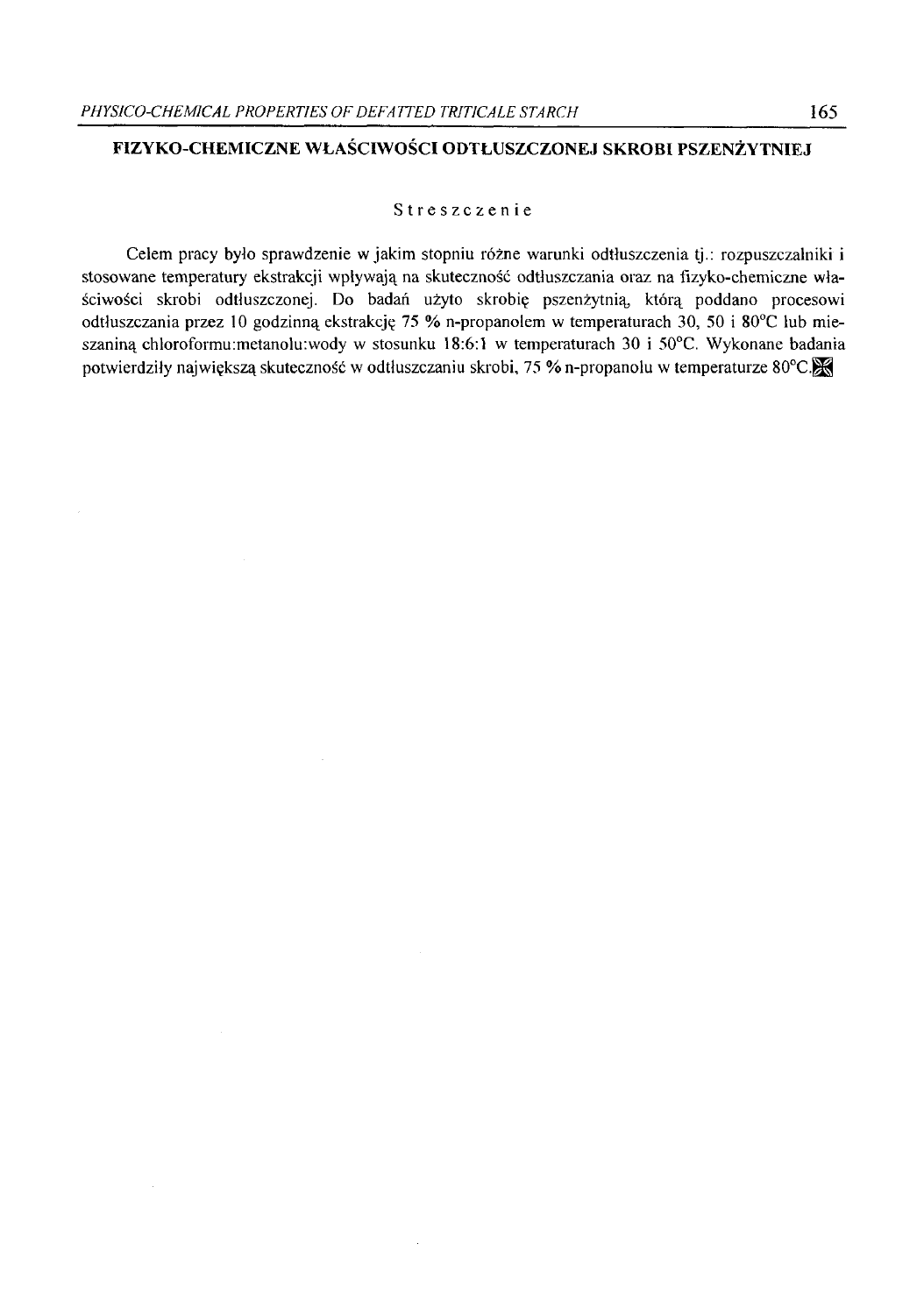## FIZYKO-CHEMICZNE WŁAŚCIWOŚCI ODTŁUSZCZONEJ SKROBI PSZENŻYTNIEJ

### Streszczenie

Celem pracy było sprawdzenie w jakim stopniu różne warunki odtłuszczenia tj.: rozpuszczalniki i stosowane temperatury ekstrakcji wpływają na skuteczność odtłuszczania oraz na fizyko-chemiczne właściwości skrobi odtłuszczonej. Do badań użyto skrobię pszenżytnią, którą poddano procesowi odtłuszczania przez 10 godzinną ekstrakcję 75 % n-propanolem w temperaturach 30, 50 i 80°C lub mieszaniną chloroformu:metanolu:wody w stosunku 18:6:1 w temperaturach 30 i 50°C. Wykonane badania potwierdziły największą skuteczność w odtłuszczaniu skrobi, 75 % n-propanolu w temperaturze 80°C.